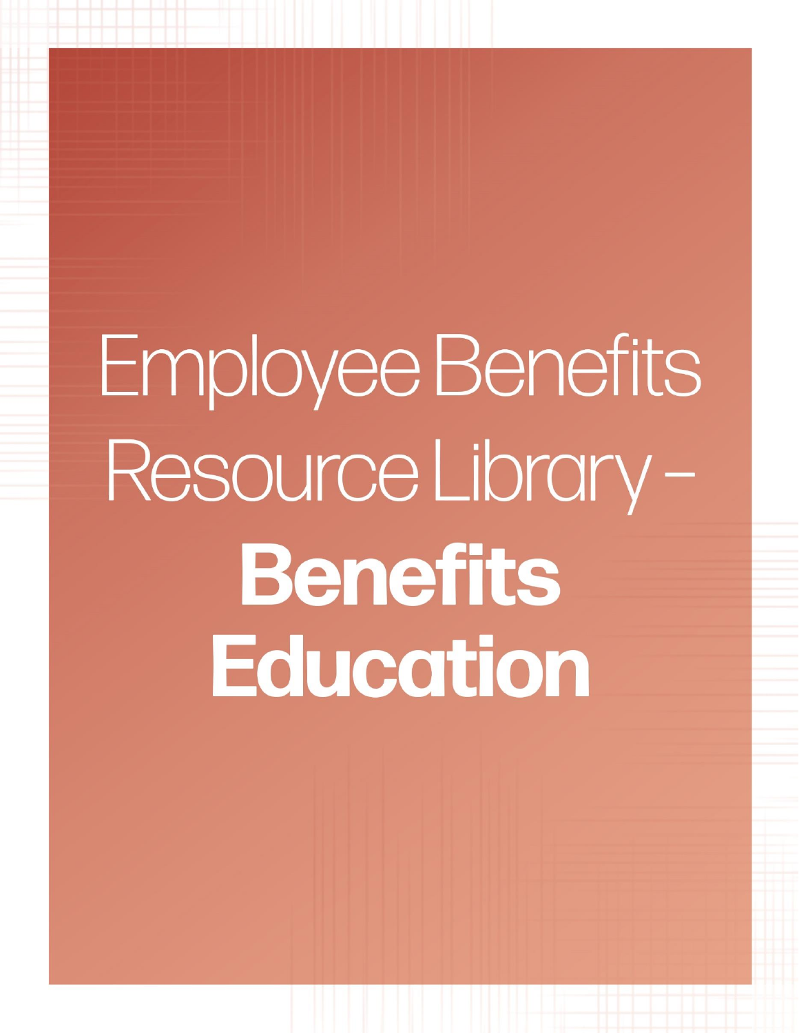# Employee Benefits Resource Library – **Benefits Education**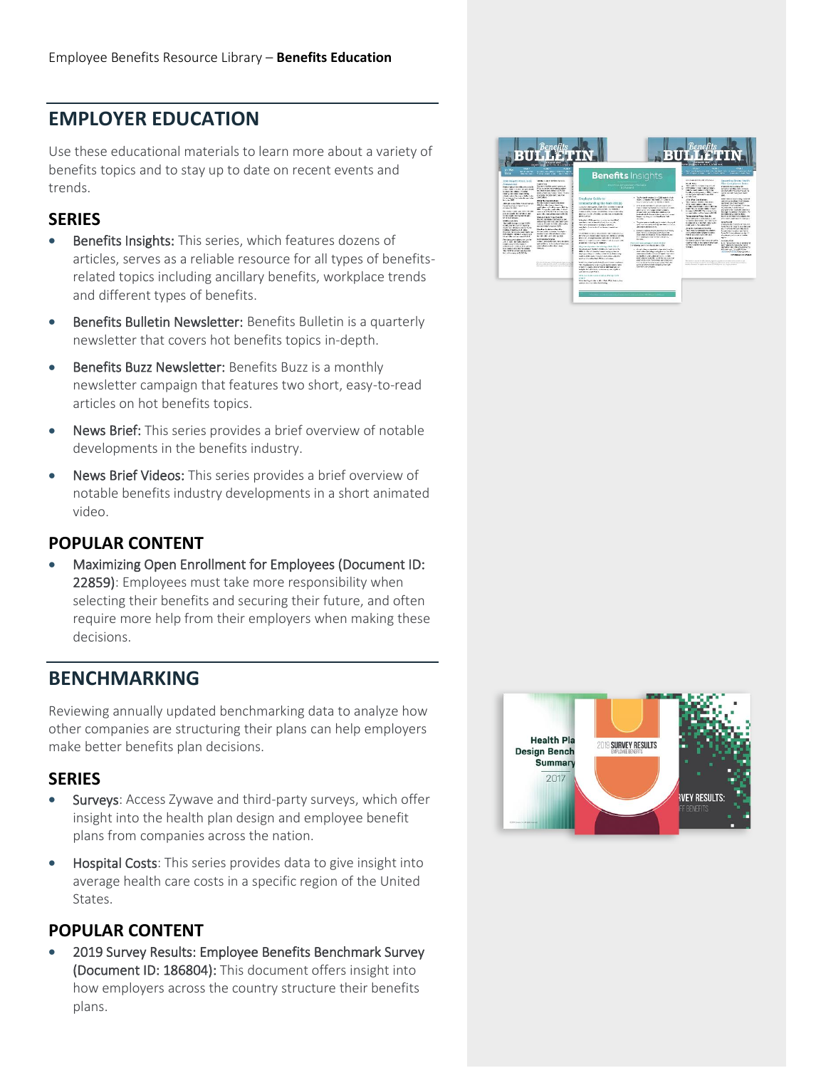## EMPLOYER EDUCATION

Use these educational materials to learn more about a variety of benefits topics and to stay up to date on recent events and trends.

### SERIES

- Benefits Insights: This series, which features dozens of articles, serves as a reliable resource for all types of benefits-related topics including ancillary benefits, workplace trends and different types of benefits.
- Benefits Bulletin Newsletter: Benefits Bulletin is a quarterly newsletter that covers hot benefits topics in-depth.
- Benefits Buzz Newsletter: Benefits Buzz is a monthly newsletter campaign that features two short, easy-to-read articles on hot benefits topics.
- News Brief: This series provides a brief overview of notable developments in the benefits industry.
- News Brief Videos: This series provides a brief overview of notable benefits industry developments in a short animated video.

### POPULAR CONTENT

- Maximizing Open Enrollment for Employees (Document ID: 22859): Employees must take more responsibility when selecting their benefits and securing their future, and often require more help from their employers when making these decisions.

## BENCHMARKING

Reviewing annually updated benchmarking data to analyze how other companies are structuring their plans can help employers make better benefits plan decisions.

### SERIES

- Surveys: Access Zywave and third-party surveys, which offer insight into the health plan design and employee benefit plans from companies across the nation.
- Hospital Costs: This series provides data to give insight into average health care costs in a specific region of the United States.

### POPULAR CONTENT

- 2019 Survey Results: Employee Benefits Benchmark Survey (Document ID: 186804): This document offers insight into how employers across the country structure their benefits plans.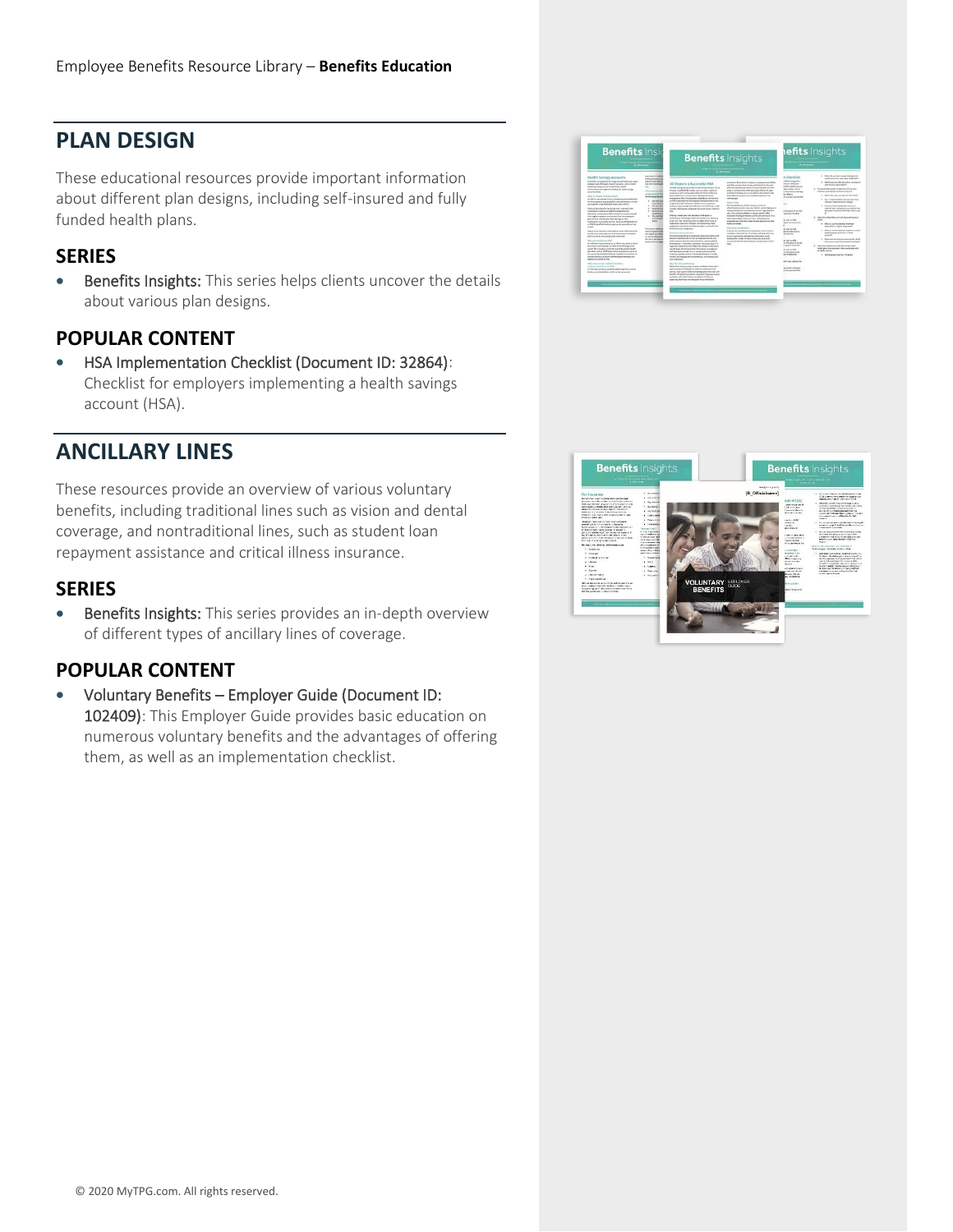## PLAN DESIGN

These educational resources provide important information about different plan designs, including self-insured and fully funded health plans.

### SERIES

- Benefits Insights: This series helps clients uncover the details about various plan designs.

### POPULAR CONTENT

- HSA Implementation Checklist (Document ID: 32864): Checklist for employers implementing a health savings account (HSA).

## ANCILLARY LINES

These resources provide an overview of various voluntary benefits, including traditional lines such as vision and dental coverage, and nontraditional lines, such as student loan repayment assistance and critical illness insurance.

### SERIES

- Benefits Insights: This series provides an in-depth overview of different types of ancillary lines of coverage.

### POPULAR CONTENT

- Voluntary Benefits – Employer Guide (Document ID: 102409): This Employer Guide provides basic education on numerous voluntary benefits and the advantages of offering them, as well as an implementation checklist.